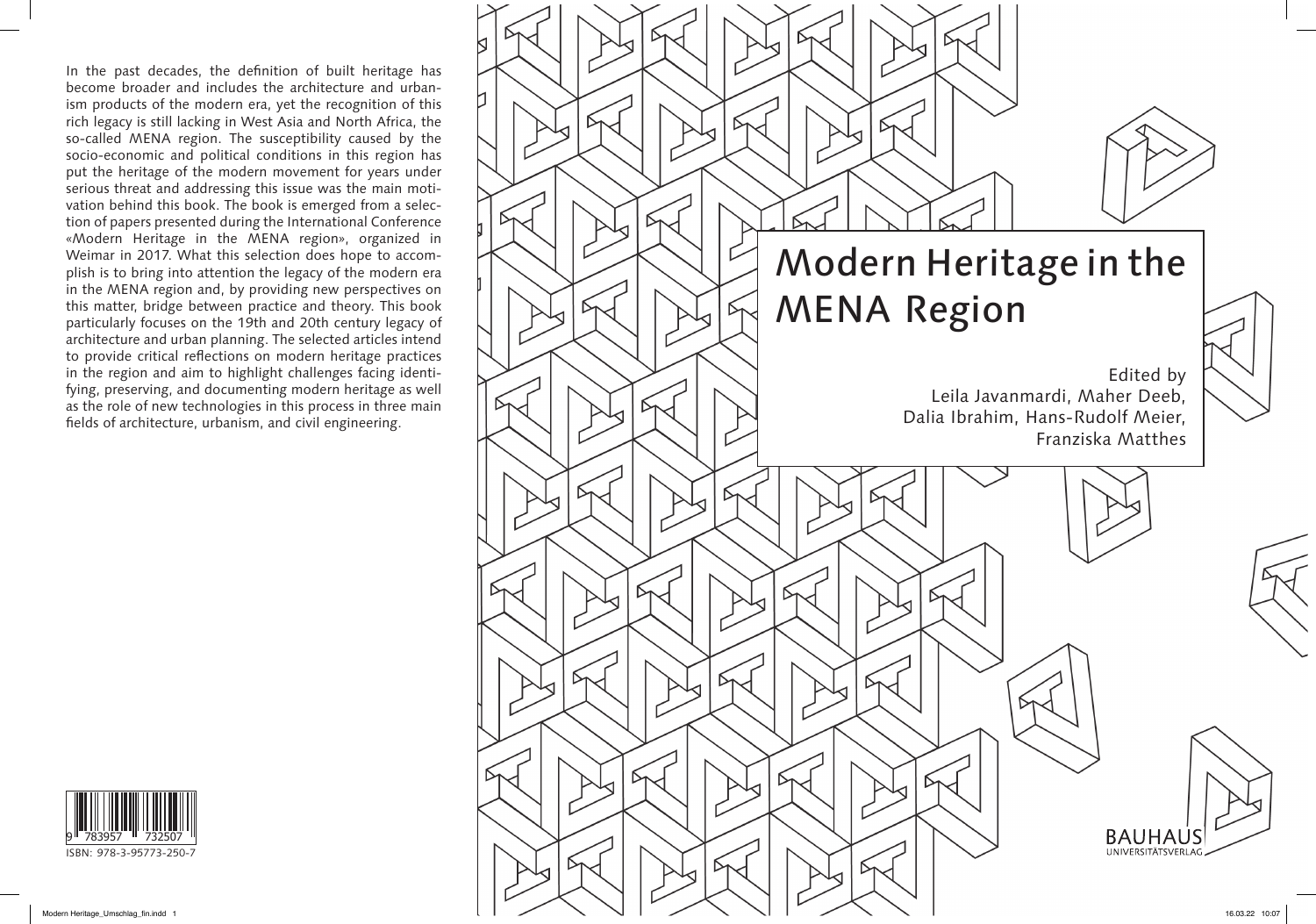In the past decades, the definition of built heritage has become broader and includes the architecture and urbanism products of the modern era, yet the recognition of this rich legacy is still lacking in West Asia and North Africa, the so-called MENA region. The susceptibility caused by the socio-economic and political conditions in this region has put the heritage of the modern movement for years under serious threat and addressing this issue was the main motivation behind this book. The book is emerged from a selection of papers presented during the International Conference «Modern Heritage in the MENA region», organized in Weimar in 2017. What this selection does hope to accomplish is to bring into attention the legacy of the modern era in the MENA region and, by providing new perspectives on this matter, bridge between practice and theory. This book particularly focuses on the 19th and 20th century legacy of architecture and urban planning. The selected articles intend to provide critical reflections on modern heritage practices in the region and aim to highlight challenges facing identifying, preserving, and documenting modern heritage as well as the role of new technologies in this process in three main fields of architecture, urbanism, and civil engineering.

ISBN: 978-3-95773-250-7

# Modern Heritage in the MENA Region

Edited by
Leila Javanmardi, Maher Deeb,
Dalia Ibrahim, Hans-Rudolf Meier,
Franziska Matthes

BAUHAUS UNIVERSITÄTSVERLAG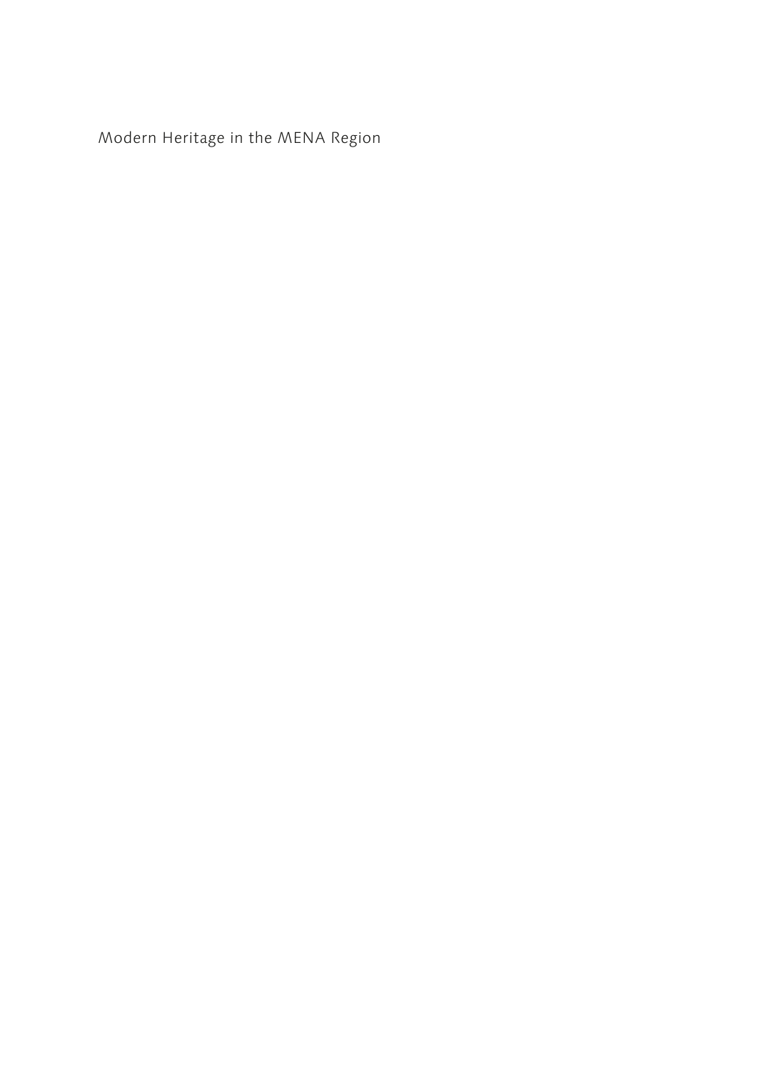Modern Heritage in the MENA Region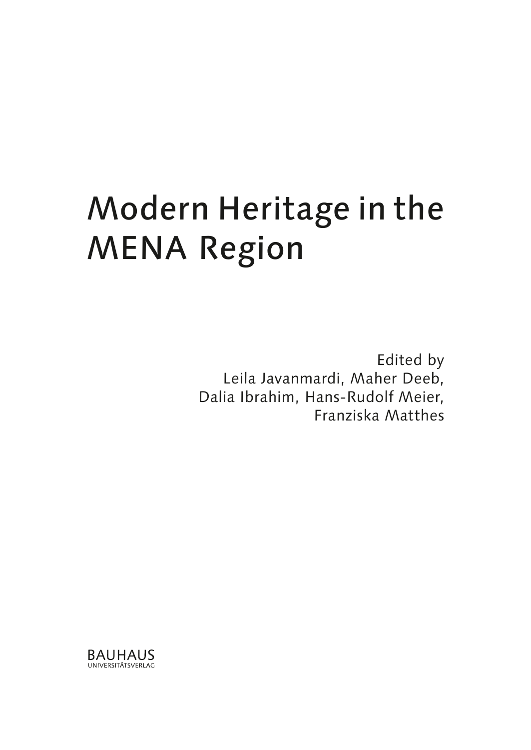# Modern Heritage in the MENA Region

Edited by
Leila Javanmardi, Maher Deeb,
Dalia Ibrahim, Hans-Rudolf Meier,
Franziska Matthes

BAUHAUS
UNIVERSITÄTSVERLAG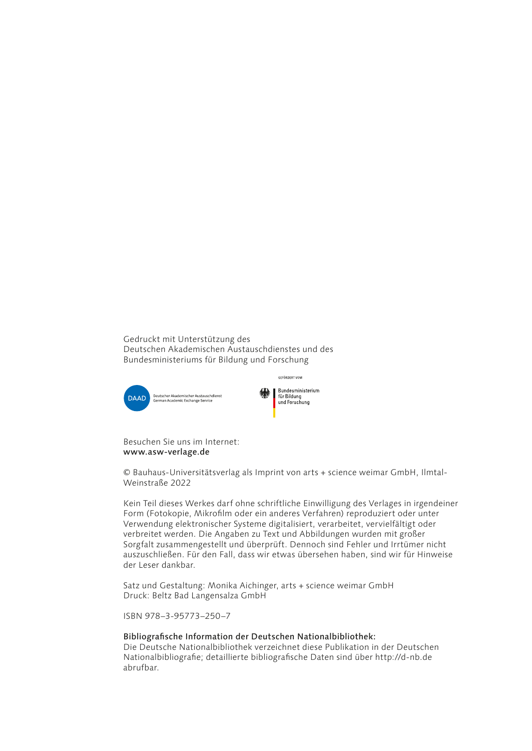Gedruckt mit Unterstützung des
Deutschen Akademischen Austauschdienstes und des
Bundesministeriums für Bildung und Forschung

DAAD Deutscher Akademischer Austauschdienst
German Academic Exchange Service

GEFÖRDERT VOM

Bundesministerium
für Bildung
und Forschung

Besuchen Sie uns im Internet:
**www.asw-verlage.de**

© Bauhaus-Universitätsverlag als Imprint von arts + science weimar GmbH, Ilmtal-Weinstraße 2022

Kein Teil dieses Werkes darf ohne schriftliche Einwilligung des Verlages in irgendeiner Form (Fotokopie, Mikrofilm oder ein anderes Verfahren) reproduziert oder unter Verwendung elektronischer Systeme digitalisiert, verarbeitet, vervielfältigt oder verbreitet werden. Die Angaben zu Text und Abbildungen wurden mit großer Sorgfalt zusammengestellt und überprüft. Dennoch sind Fehler und Irrtümer nicht auszuschließen. Für den Fall, dass wir etwas übersehen haben, sind wir für Hinweise der Leser dankbar.

Satz und Gestaltung: Monika Aichinger, arts + science weimar GmbH
Druck: Beltz Bad Langensalza GmbH

ISBN 978–3-95773–250–7

**Bibliografische Information der Deutschen Nationalbibliothek:**
Die Deutsche Nationalbibliothek verzeichnet diese Publikation in der Deutschen Nationalbibliografie; detaillierte bibliografische Daten sind über http://d-nb.de abrufbar.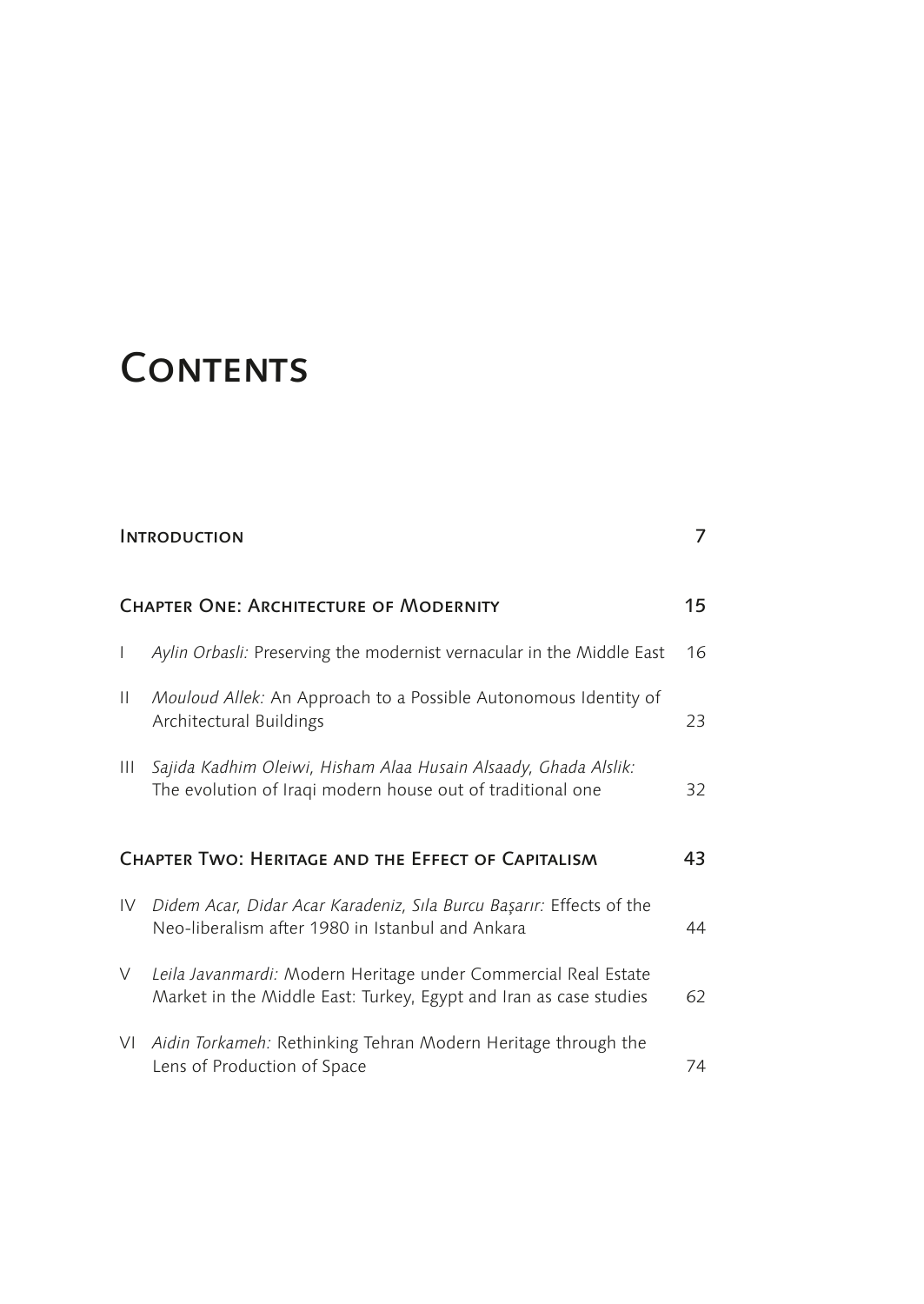# Contents

| | | |
|---|---|---|
| Introduction | | 7 |
| Chapter One: Architecture of Modernity | | 15 |
| I | *Aylin Orbasli:* Preserving the modernist vernacular in the Middle East | 16 |
| II | *Mouloud Allek:* An Approach to a Possible Autonomous Identity of Architectural Buildings | 23 |
| III | *Sajida Kadhim Oleiwi, Hisham Alaa Husain Alsaady, Ghada Alslik:* The evolution of Iraqi modern house out of traditional one | 32 |
| Chapter Two: Heritage and the Effect of Capitalism | | 43 |
| IV | *Didem Acar, Didar Acar Karadeniz, Sıla Burcu Başarır:* Effects of the Neo-liberalism after 1980 in Istanbul and Ankara | 44 |
| V | *Leila Javanmardi:* Modern Heritage under Commercial Real Estate Market in the Middle East: Turkey, Egypt and Iran as case studies | 62 |
| VI | *Aidin Torkameh:* Rethinking Tehran Modern Heritage through the Lens of Production of Space | 74 |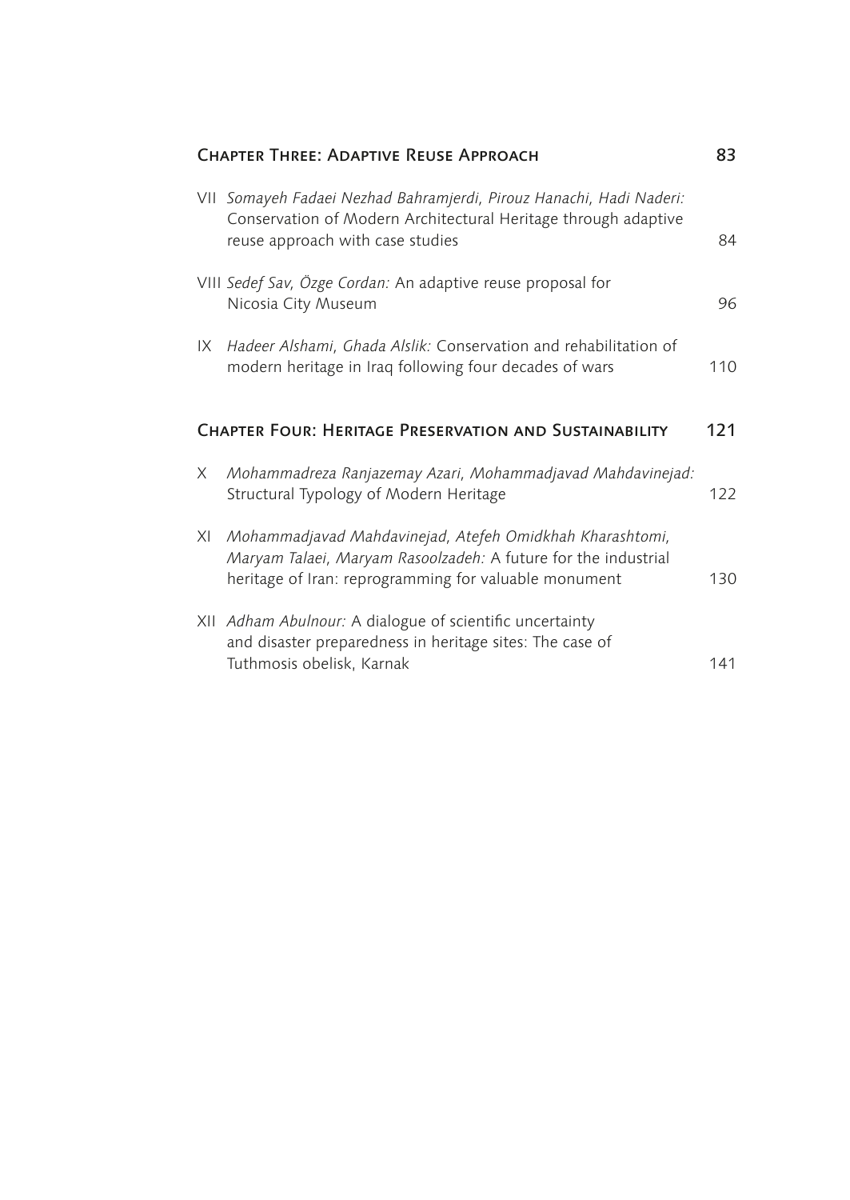## Chapter Three: Adaptive Reuse Approach — 83

VII *Somayeh Fadaei Nezhad Bahramjerdi, Pirouz Hanachi, Hadi Naderi:* Conservation of Modern Architectural Heritage through adaptive reuse approach with case studies — 84

VIII *Sedef Sav, Özge Cordan:* An adaptive reuse proposal for Nicosia City Museum — 96

IX *Hadeer Alshami, Ghada Alslik:* Conservation and rehabilitation of modern heritage in Iraq following four decades of wars — 110

## Chapter Four: Heritage Preservation and Sustainability — 121

X *Mohammadreza Ranjazemay Azari, Mohammadjavad Mahdavinejad:* Structural Typology of Modern Heritage — 122

XI *Mohammadjavad Mahdavinejad, Atefeh Omidkhah Kharashtomi, Maryam Talaei, Maryam Rasoolzadeh:* A future for the industrial heritage of Iran: reprogramming for valuable monument — 130

XII *Adham Abulnour:* A dialogue of scientific uncertainty and disaster preparedness in heritage sites: The case of Tuthmosis obelisk, Karnak — 141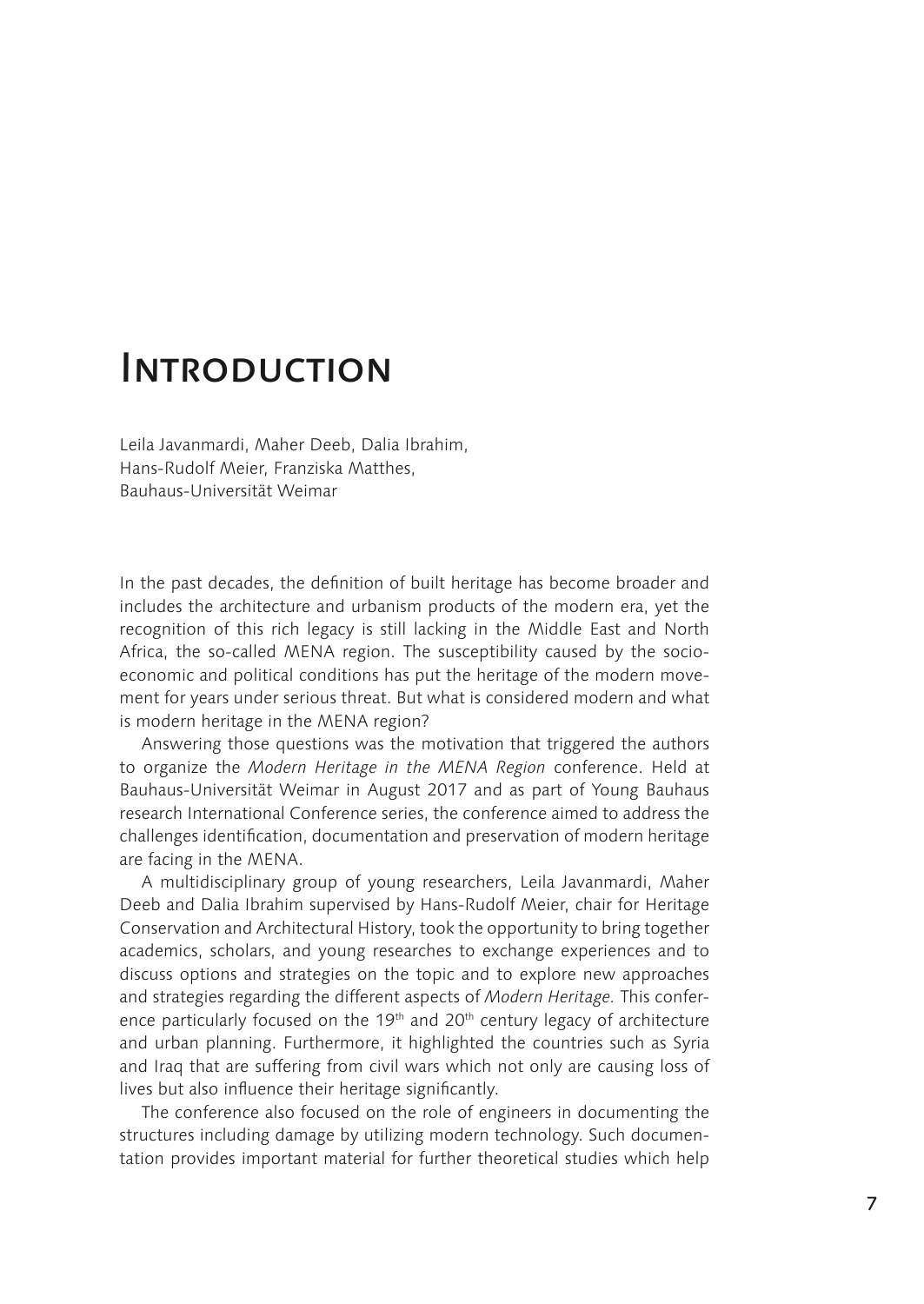# Introduction

Leila Javanmardi, Maher Deeb, Dalia Ibrahim,
Hans-Rudolf Meier, Franziska Matthes,
Bauhaus-Universität Weimar

In the past decades, the definition of built heritage has become broader and includes the architecture and urbanism products of the modern era, yet the recognition of this rich legacy is still lacking in the Middle East and North Africa, the so-called MENA region. The susceptibility caused by the socio-economic and political conditions has put the heritage of the modern movement for years under serious threat. But what is considered modern and what is modern heritage in the MENA region?

Answering those questions was the motivation that triggered the authors to organize the *Modern Heritage in the MENA Region* conference. Held at Bauhaus-Universität Weimar in August 2017 and as part of Young Bauhaus research International Conference series, the conference aimed to address the challenges identification, documentation and preservation of modern heritage are facing in the MENA.

A multidisciplinary group of young researchers, Leila Javanmardi, Maher Deeb and Dalia Ibrahim supervised by Hans-Rudolf Meier, chair for Heritage Conservation and Architectural History, took the opportunity to bring together academics, scholars, and young researches to exchange experiences and to discuss options and strategies on the topic and to explore new approaches and strategies regarding the different aspects of *Modern Heritage.* This conference particularly focused on the 19th and 20th century legacy of architecture and urban planning. Furthermore, it highlighted the countries such as Syria and Iraq that are suffering from civil wars which not only are causing loss of lives but also influence their heritage significantly.

The conference also focused on the role of engineers in documenting the structures including damage by utilizing modern technology. Such documentation provides important material for further theoretical studies which help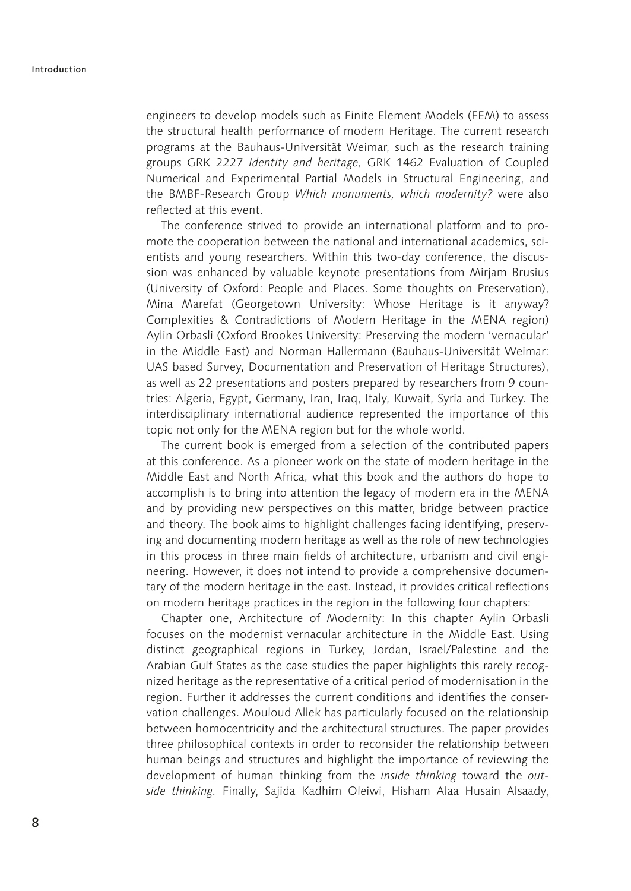engineers to develop models such as Finite Element Models (FEM) to assess the structural health performance of modern Heritage. The current research programs at the Bauhaus-Universität Weimar, such as the research training groups GRK 2227 *Identity and heritage,* GRK 1462 Evaluation of Coupled Numerical and Experimental Partial Models in Structural Engineering, and the BMBF-Research Group *Which monuments, which modernity?* were also reflected at this event.

The conference strived to provide an international platform and to promote the cooperation between the national and international academics, scientists and young researchers. Within this two-day conference, the discussion was enhanced by valuable keynote presentations from Mirjam Brusius (University of Oxford: People and Places. Some thoughts on Preservation), Mina Marefat (Georgetown University: Whose Heritage is it anyway? Complexities & Contradictions of Modern Heritage in the MENA region) Aylin Orbasli (Oxford Brookes University: Preserving the modern 'vernacular' in the Middle East) and Norman Hallermann (Bauhaus-Universität Weimar: UAS based Survey, Documentation and Preservation of Heritage Structures), as well as 22 presentations and posters prepared by researchers from 9 countries: Algeria, Egypt, Germany, Iran, Iraq, Italy, Kuwait, Syria and Turkey. The interdisciplinary international audience represented the importance of this topic not only for the MENA region but for the whole world.

The current book is emerged from a selection of the contributed papers at this conference. As a pioneer work on the state of modern heritage in the Middle East and North Africa, what this book and the authors do hope to accomplish is to bring into attention the legacy of modern era in the MENA and by providing new perspectives on this matter, bridge between practice and theory. The book aims to highlight challenges facing identifying, preserving and documenting modern heritage as well as the role of new technologies in this process in three main fields of architecture, urbanism and civil engineering. However, it does not intend to provide a comprehensive documentary of the modern heritage in the east. Instead, it provides critical reflections on modern heritage practices in the region in the following four chapters:

Chapter one, Architecture of Modernity: In this chapter Aylin Orbasli focuses on the modernist vernacular architecture in the Middle East. Using distinct geographical regions in Turkey, Jordan, Israel/Palestine and the Arabian Gulf States as the case studies the paper highlights this rarely recognized heritage as the representative of a critical period of modernisation in the region. Further it addresses the current conditions and identifies the conservation challenges. Mouloud Allek has particularly focused on the relationship between homocentricity and the architectural structures. The paper provides three philosophical contexts in order to reconsider the relationship between human beings and structures and highlight the importance of reviewing the development of human thinking from the *inside thinking* toward the *outside thinking.* Finally, Sajida Kadhim Oleiwi, Hisham Alaa Husain Alsaady,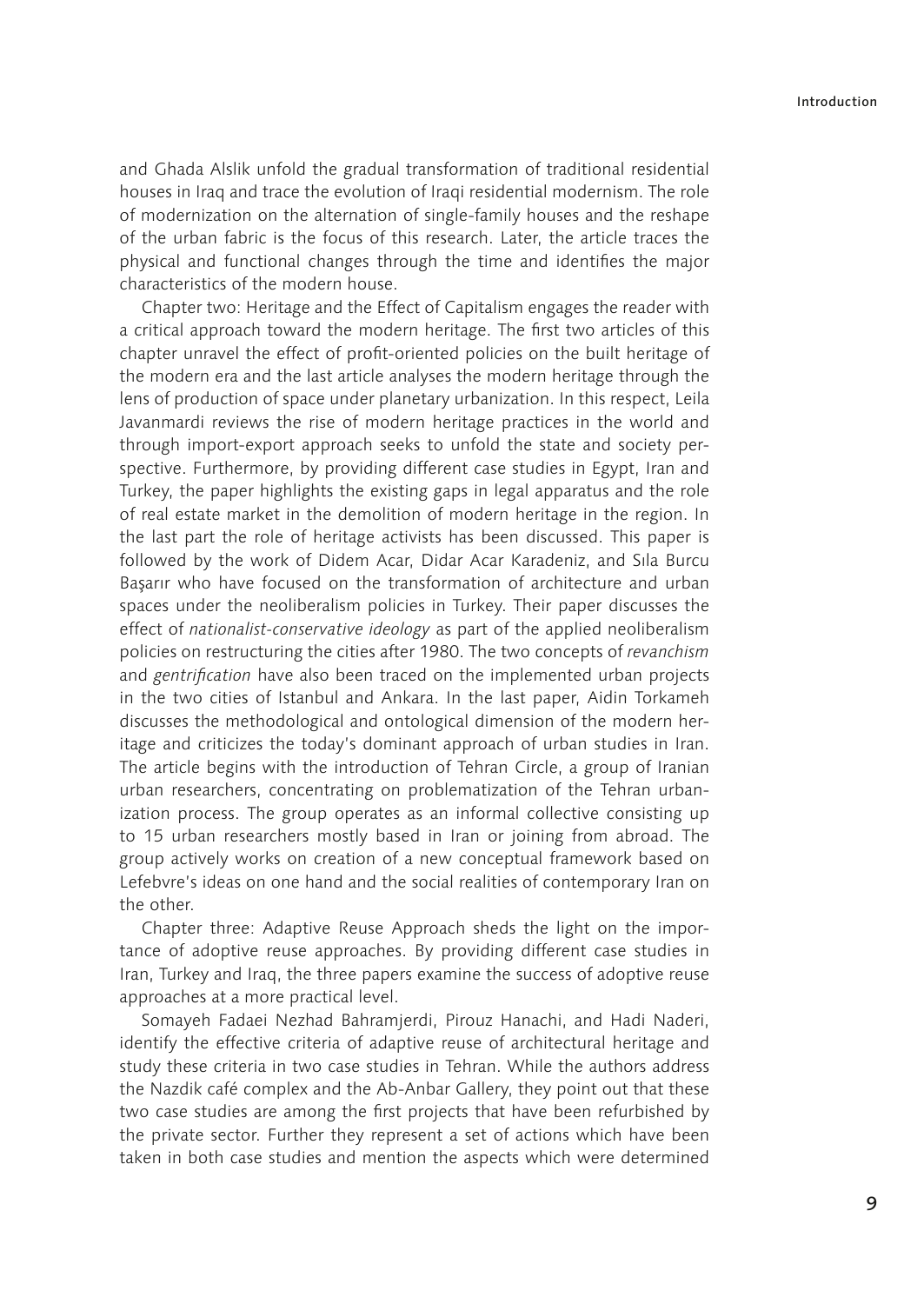and Ghada Alslik unfold the gradual transformation of traditional residential houses in Iraq and trace the evolution of Iraqi residential modernism. The role of modernization on the alternation of single-family houses and the reshape of the urban fabric is the focus of this research. Later, the article traces the physical and functional changes through the time and identifies the major characteristics of the modern house.

Chapter two: Heritage and the Effect of Capitalism engages the reader with a critical approach toward the modern heritage. The first two articles of this chapter unravel the effect of profit-oriented policies on the built heritage of the modern era and the last article analyses the modern heritage through the lens of production of space under planetary urbanization. In this respect, Leila Javanmardi reviews the rise of modern heritage practices in the world and through import-export approach seeks to unfold the state and society perspective. Furthermore, by providing different case studies in Egypt, Iran and Turkey, the paper highlights the existing gaps in legal apparatus and the role of real estate market in the demolition of modern heritage in the region. In the last part the role of heritage activists has been discussed. This paper is followed by the work of Didem Acar, Didar Acar Karadeniz, and Sıla Burcu Başarır who have focused on the transformation of architecture and urban spaces under the neoliberalism policies in Turkey. Their paper discusses the effect of *nationalist-conservative ideology* as part of the applied neoliberalism policies on restructuring the cities after 1980. The two concepts of *revanchism* and *gentrification* have also been traced on the implemented urban projects in the two cities of Istanbul and Ankara. In the last paper, Aidin Torkameh discusses the methodological and ontological dimension of the modern heritage and criticizes the today's dominant approach of urban studies in Iran. The article begins with the introduction of Tehran Circle, a group of Iranian urban researchers, concentrating on problematization of the Tehran urbanization process. The group operates as an informal collective consisting up to 15 urban researchers mostly based in Iran or joining from abroad. The group actively works on creation of a new conceptual framework based on Lefebvre's ideas on one hand and the social realities of contemporary Iran on the other.

Chapter three: Adaptive Reuse Approach sheds the light on the importance of adoptive reuse approaches. By providing different case studies in Iran, Turkey and Iraq, the three papers examine the success of adoptive reuse approaches at a more practical level.

Somayeh Fadaei Nezhad Bahramjerdi, Pirouz Hanachi, and Hadi Naderi, identify the effective criteria of adaptive reuse of architectural heritage and study these criteria in two case studies in Tehran. While the authors address the Nazdik café complex and the Ab-Anbar Gallery, they point out that these two case studies are among the first projects that have been refurbished by the private sector. Further they represent a set of actions which have been taken in both case studies and mention the aspects which were determined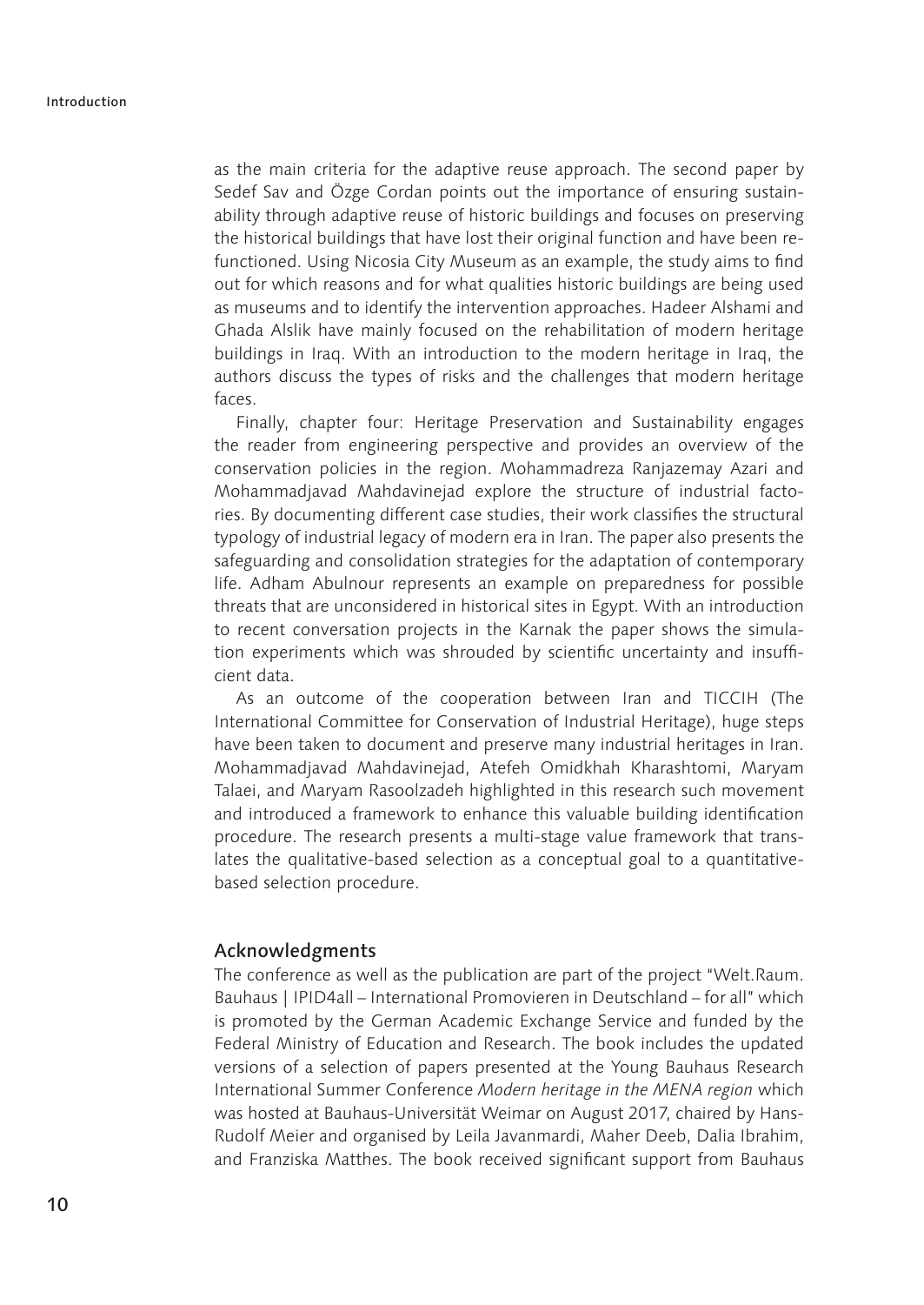as the main criteria for the adaptive reuse approach. The second paper by Sedef Sav and Özge Cordan points out the importance of ensuring sustainability through adaptive reuse of historic buildings and focuses on preserving the historical buildings that have lost their original function and have been refunctioned. Using Nicosia City Museum as an example, the study aims to find out for which reasons and for what qualities historic buildings are being used as museums and to identify the intervention approaches. Hadeer Alshami and Ghada Alslik have mainly focused on the rehabilitation of modern heritage buildings in Iraq. With an introduction to the modern heritage in Iraq, the authors discuss the types of risks and the challenges that modern heritage faces.

Finally, chapter four: Heritage Preservation and Sustainability engages the reader from engineering perspective and provides an overview of the conservation policies in the region. Mohammadreza Ranjazemay Azari and Mohammadjavad Mahdavinejad explore the structure of industrial factories. By documenting different case studies, their work classifies the structural typology of industrial legacy of modern era in Iran. The paper also presents the safeguarding and consolidation strategies for the adaptation of contemporary life. Adham Abulnour represents an example on preparedness for possible threats that are unconsidered in historical sites in Egypt. With an introduction to recent conversation projects in the Karnak the paper shows the simulation experiments which was shrouded by scientific uncertainty and insufficient data.

As an outcome of the cooperation between Iran and TICCIH (The International Committee for Conservation of Industrial Heritage), huge steps have been taken to document and preserve many industrial heritages in Iran. Mohammadjavad Mahdavinejad, Atefeh Omidkhah Kharashtomi, Maryam Talaei, and Maryam Rasoolzadeh highlighted in this research such movement and introduced a framework to enhance this valuable building identification procedure. The research presents a multi-stage value framework that translates the qualitative-based selection as a conceptual goal to a quantitative-based selection procedure.

## Acknowledgments

The conference as well as the publication are part of the project "Welt.Raum. Bauhaus | IPID4all – International Promovieren in Deutschland – for all" which is promoted by the German Academic Exchange Service and funded by the Federal Ministry of Education and Research. The book includes the updated versions of a selection of papers presented at the Young Bauhaus Research International Summer Conference *Modern heritage in the MENA region* which was hosted at Bauhaus-Universität Weimar on August 2017, chaired by Hans-Rudolf Meier and organised by Leila Javanmardi, Maher Deeb, Dalia Ibrahim, and Franziska Matthes. The book received significant support from Bauhaus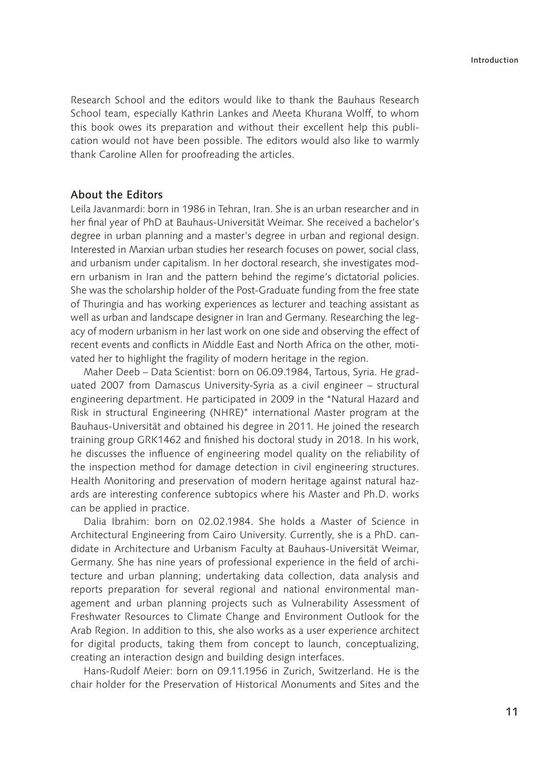Research School and the editors would like to thank the Bauhaus Research School team, especially Kathrin Lankes and Meeta Khurana Wolff, to whom this book owes its preparation and without their excellent help this publication would not have been possible. The editors would also like to warmly thank Caroline Allen for proofreading the articles.

## About the Editors

Leila Javanmardi: born in 1986 in Tehran, Iran. She is an urban researcher and in her final year of PhD at Bauhaus-Universität Weimar. She received a bachelor's degree in urban planning and a master's degree in urban and regional design. Interested in Marxian urban studies her research focuses on power, social class, and urbanism under capitalism. In her doctoral research, she investigates modern urbanism in Iran and the pattern behind the regime's dictatorial policies. She was the scholarship holder of the Post-Graduate funding from the free state of Thuringia and has working experiences as lecturer and teaching assistant as well as urban and landscape designer in Iran and Germany. Researching the legacy of modern urbanism in her last work on one side and observing the effect of recent events and conflicts in Middle East and North Africa on the other, motivated her to highlight the fragility of modern heritage in the region.

Maher Deeb – Data Scientist: born on 06.09.1984, Tartous, Syria. He graduated 2007 from Damascus University-Syria as a civil engineer – structural engineering department. He participated in 2009 in the "Natural Hazard and Risk in structural Engineering (NHRE)" international Master program at the Bauhaus-Universität and obtained his degree in 2011. He joined the research training group GRK1462 and finished his doctoral study in 2018. In his work, he discusses the influence of engineering model quality on the reliability of the inspection method for damage detection in civil engineering structures. Health Monitoring and preservation of modern heritage against natural hazards are interesting conference subtopics where his Master and Ph.D. works can be applied in practice.

Dalia Ibrahim: born on 02.02.1984. She holds a Master of Science in Architectural Engineering from Cairo University. Currently, she is a PhD. candidate in Architecture and Urbanism Faculty at Bauhaus-Universität Weimar, Germany. She has nine years of professional experience in the field of architecture and urban planning; undertaking data collection, data analysis and reports preparation for several regional and national environmental management and urban planning projects such as Vulnerability Assessment of Freshwater Resources to Climate Change and Environment Outlook for the Arab Region. In addition to this, she also works as a user experience architect for digital products, taking them from concept to launch, conceptualizing, creating an interaction design and building design interfaces.

Hans-Rudolf Meier: born on 09.11.1956 in Zurich, Switzerland. He is the chair holder for the Preservation of Historical Monuments and Sites and the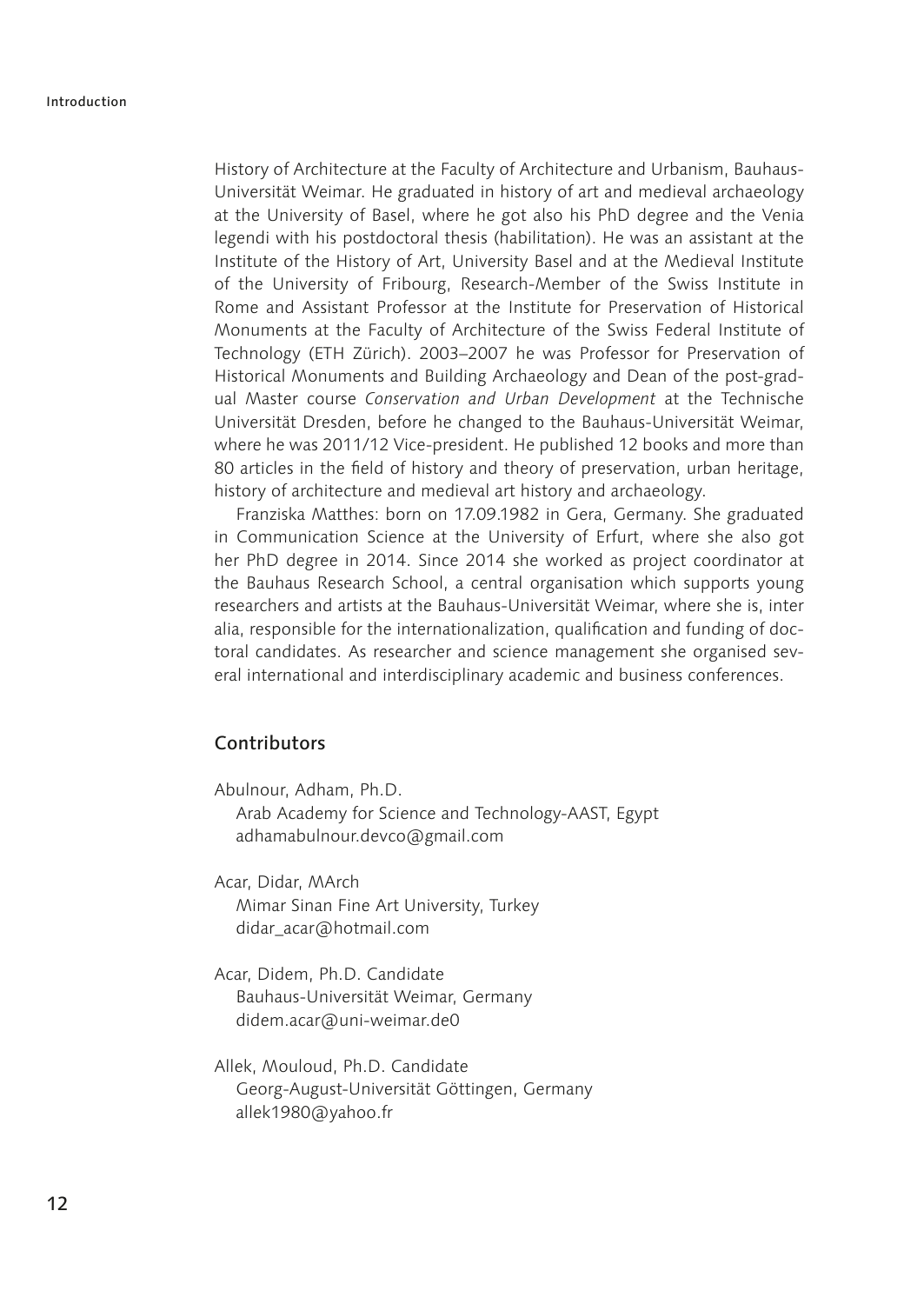History of Architecture at the Faculty of Architecture and Urbanism, Bauhaus-Universität Weimar. He graduated in history of art and medieval archaeology at the University of Basel, where he got also his PhD degree and the Venia legendi with his postdoctoral thesis (habilitation). He was an assistant at the Institute of the History of Art, University Basel and at the Medieval Institute of the University of Fribourg, Research-Member of the Swiss Institute in Rome and Assistant Professor at the Institute for Preservation of Historical Monuments at the Faculty of Architecture of the Swiss Federal Institute of Technology (ETH Zürich). 2003–2007 he was Professor for Preservation of Historical Monuments and Building Archaeology and Dean of the post-gradual Master course *Conservation and Urban Development* at the Technische Universität Dresden, before he changed to the Bauhaus-Universität Weimar, where he was 2011/12 Vice-president. He published 12 books and more than 80 articles in the field of history and theory of preservation, urban heritage, history of architecture and medieval art history and archaeology.

Franziska Matthes: born on 17.09.1982 in Gera, Germany. She graduated in Communication Science at the University of Erfurt, where she also got her PhD degree in 2014. Since 2014 she worked as project coordinator at the Bauhaus Research School, a central organisation which supports young researchers and artists at the Bauhaus-Universität Weimar, where she is, inter alia, responsible for the internationalization, qualification and funding of doctoral candidates. As researcher and science management she organised several international and interdisciplinary academic and business conferences.

## Contributors

Abulnour, Adham, Ph.D.
Arab Academy for Science and Technology-AAST, Egypt
adhamabulnour.devco@gmail.com

Acar, Didar, MArch
Mimar Sinan Fine Art University, Turkey
didar_acar@hotmail.com

Acar, Didem, Ph.D. Candidate
Bauhaus-Universität Weimar, Germany
didem.acar@uni-weimar.de0

Allek, Mouloud, Ph.D. Candidate
Georg-August-Universität Göttingen, Germany
allek1980@yahoo.fr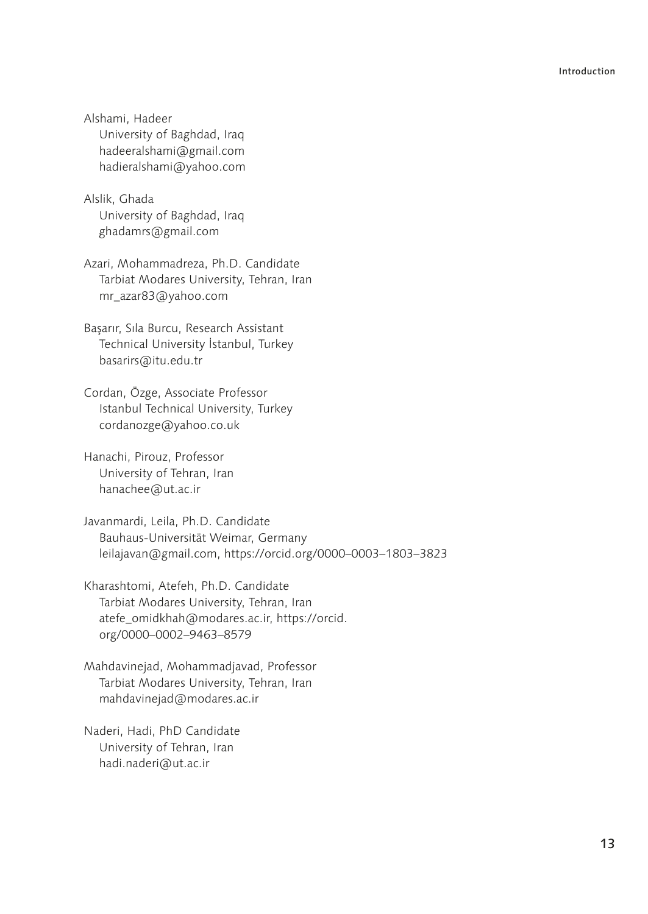Alshami, Hadeer
University of Baghdad, Iraq
hadeeralshami@gmail.com
hadieralshami@yahoo.com

Alslik, Ghada
University of Baghdad, Iraq
ghadamrs@gmail.com

Azari, Mohammadreza, Ph.D. Candidate
Tarbiat Modares University, Tehran, Iran
mr_azar83@yahoo.com

Başarır, Sıla Burcu, Research Assistant
Technical University İstanbul, Turkey
basarirs@itu.edu.tr

Cordan, Özge, Associate Professor
Istanbul Technical University, Turkey
cordanozge@yahoo.co.uk

Hanachi, Pirouz, Professor
University of Tehran, Iran
hanachee@ut.ac.ir

Javanmardi, Leila, Ph.D. Candidate
Bauhaus-Universität Weimar, Germany
leilajavan@gmail.com, https://orcid.org/0000–0003–1803–3823

Kharashtomi, Atefeh, Ph.D. Candidate
Tarbiat Modares University, Tehran, Iran
atefe_omidkhah@modares.ac.ir, https://orcid.org/0000–0002–9463–8579

Mahdavinejad, Mohammadjavad, Professor
Tarbiat Modares University, Tehran, Iran
mahdavinejad@modares.ac.ir

Naderi, Hadi, PhD Candidate
University of Tehran, Iran
hadi.naderi@ut.ac.ir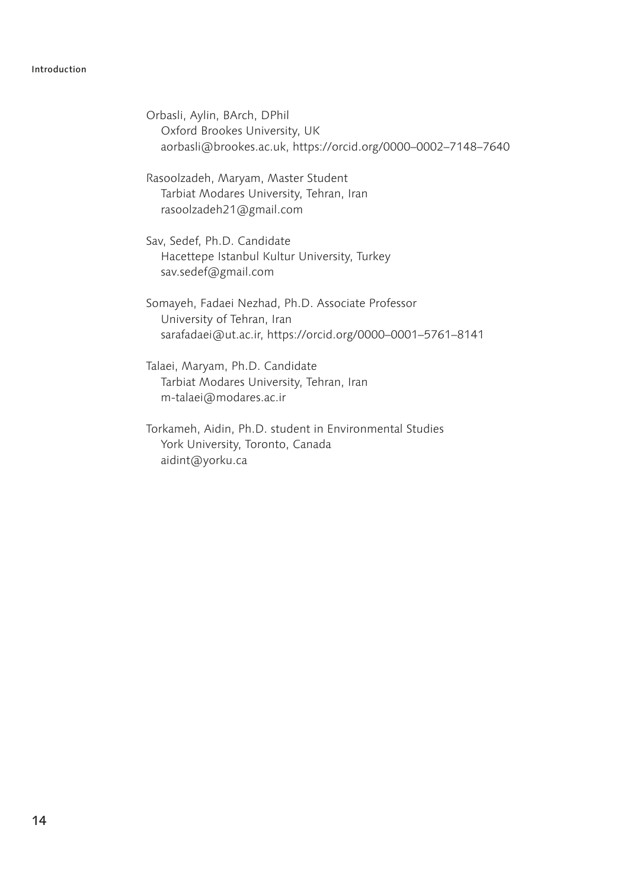Orbasli, Aylin, BArch, DPhil
Oxford Brookes University, UK
aorbasli@brookes.ac.uk, https://orcid.org/0000–0002–7148–7640

Rasoolzadeh, Maryam, Master Student
Tarbiat Modares University, Tehran, Iran
rasoolzadeh21@gmail.com

Sav, Sedef, Ph.D. Candidate
Hacettepe Istanbul Kultur University, Turkey
sav.sedef@gmail.com

Somayeh, Fadaei Nezhad, Ph.D. Associate Professor
University of Tehran, Iran
sarafadaei@ut.ac.ir, https://orcid.org/0000–0001–5761–8141

Talaei, Maryam, Ph.D. Candidate
Tarbiat Modares University, Tehran, Iran
m-talaei@modares.ac.ir

Torkameh, Aidin, Ph.D. student in Environmental Studies
York University, Toronto, Canada
aidint@yorku.ca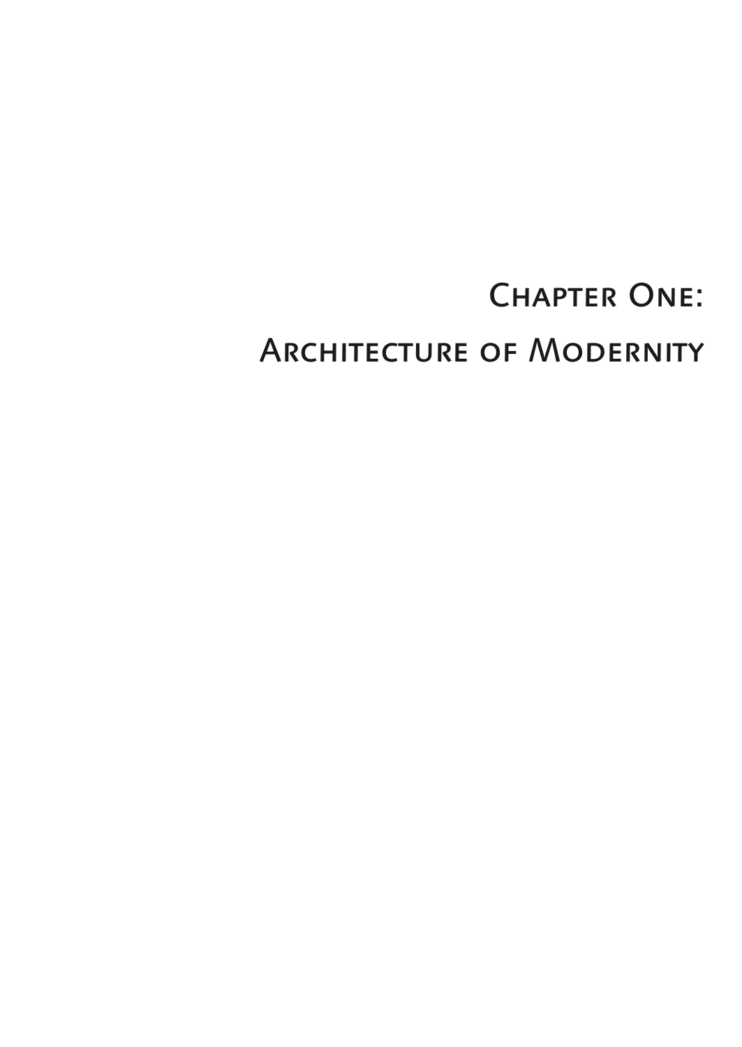# Chapter One:

# Architecture of Modernity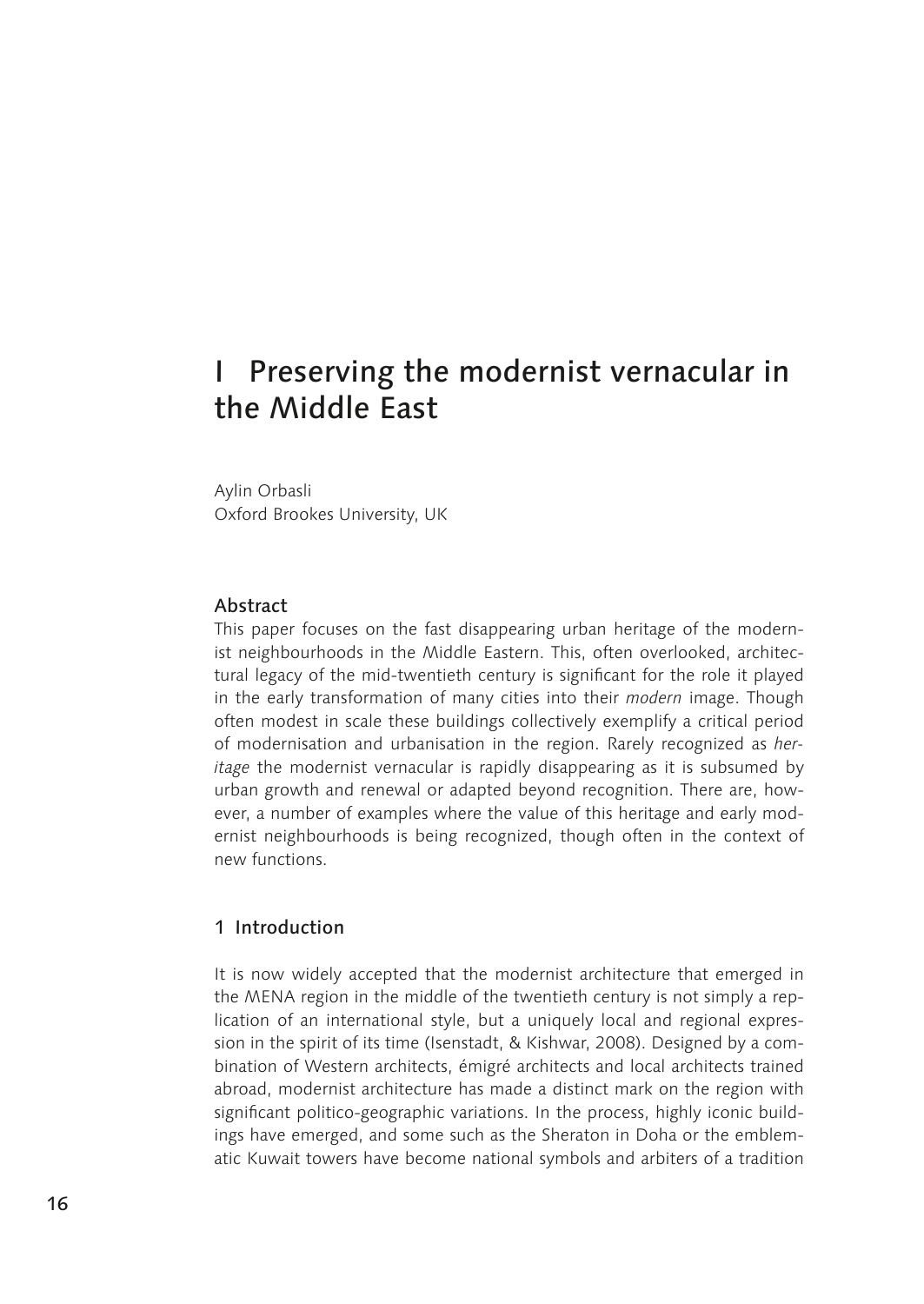# I Preserving the modernist vernacular in the Middle East

Aylin Orbasli
Oxford Brookes University, UK

## Abstract

This paper focuses on the fast disappearing urban heritage of the modernist neighbourhoods in the Middle Eastern. This, often overlooked, architectural legacy of the mid-twentieth century is significant for the role it played in the early transformation of many cities into their *modern* image. Though often modest in scale these buildings collectively exemplify a critical period of modernisation and urbanisation in the region. Rarely recognized as *heritage* the modernist vernacular is rapidly disappearing as it is subsumed by urban growth and renewal or adapted beyond recognition. There are, however, a number of examples where the value of this heritage and early modernist neighbourhoods is being recognized, though often in the context of new functions.

## 1 Introduction

It is now widely accepted that the modernist architecture that emerged in the MENA region in the middle of the twentieth century is not simply a replication of an international style, but a uniquely local and regional expression in the spirit of its time (Isenstadt, & Kishwar, 2008). Designed by a combination of Western architects, émigré architects and local architects trained abroad, modernist architecture has made a distinct mark on the region with significant politico-geographic variations. In the process, highly iconic buildings have emerged, and some such as the Sheraton in Doha or the emblematic Kuwait towers have become national symbols and arbiters of a tradition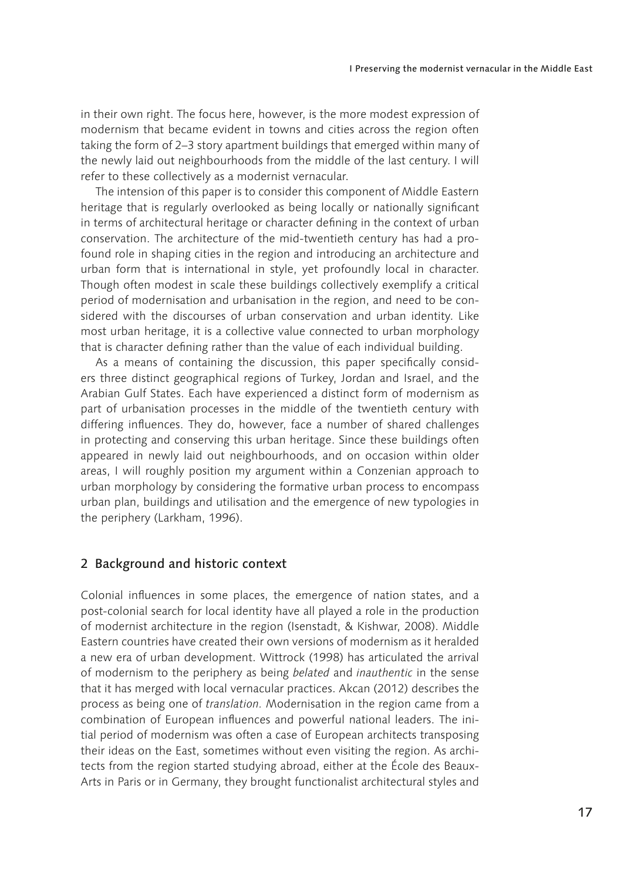in their own right. The focus here, however, is the more modest expression of modernism that became evident in towns and cities across the region often taking the form of 2–3 story apartment buildings that emerged within many of the newly laid out neighbourhoods from the middle of the last century. I will refer to these collectively as a modernist vernacular.

The intension of this paper is to consider this component of Middle Eastern heritage that is regularly overlooked as being locally or nationally significant in terms of architectural heritage or character defining in the context of urban conservation. The architecture of the mid-twentieth century has had a profound role in shaping cities in the region and introducing an architecture and urban form that is international in style, yet profoundly local in character. Though often modest in scale these buildings collectively exemplify a critical period of modernisation and urbanisation in the region, and need to be considered with the discourses of urban conservation and urban identity. Like most urban heritage, it is a collective value connected to urban morphology that is character defining rather than the value of each individual building.

As a means of containing the discussion, this paper specifically considers three distinct geographical regions of Turkey, Jordan and Israel, and the Arabian Gulf States. Each have experienced a distinct form of modernism as part of urbanisation processes in the middle of the twentieth century with differing influences. They do, however, face a number of shared challenges in protecting and conserving this urban heritage. Since these buildings often appeared in newly laid out neighbourhoods, and on occasion within older areas, I will roughly position my argument within a Conzenian approach to urban morphology by considering the formative urban process to encompass urban plan, buildings and utilisation and the emergence of new typologies in the periphery (Larkham, 1996).

## 2 Background and historic context

Colonial influences in some places, the emergence of nation states, and a post-colonial search for local identity have all played a role in the production of modernist architecture in the region (Isenstadt, & Kishwar, 2008). Middle Eastern countries have created their own versions of modernism as it heralded a new era of urban development. Wittrock (1998) has articulated the arrival of modernism to the periphery as being *belated* and *inauthentic* in the sense that it has merged with local vernacular practices. Akcan (2012) describes the process as being one of *translation.* Modernisation in the region came from a combination of European influences and powerful national leaders. The initial period of modernism was often a case of European architects transposing their ideas on the East, sometimes without even visiting the region. As architects from the region started studying abroad, either at the École des Beaux-Arts in Paris or in Germany, they brought functionalist architectural styles and